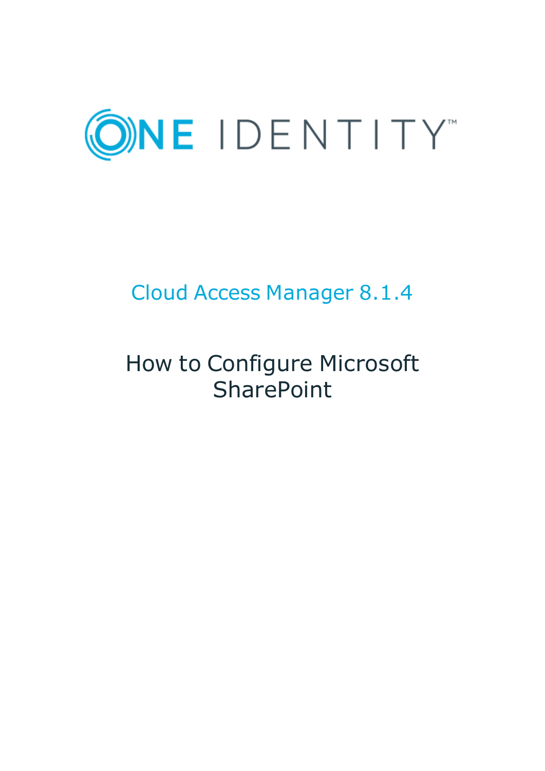ONE IDENTITY™

# Cloud Access Manager 8.1.4

## How to Configure Microsoft SharePoint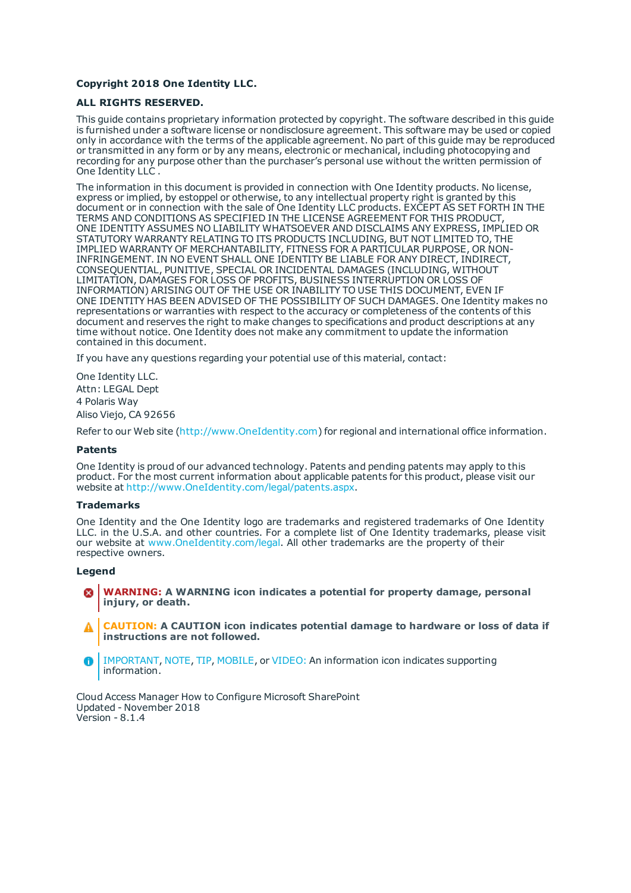**Copyright 2018 One Identity LLC.**

**ALL RIGHTS RESERVED.**

This guide contains proprietary information protected by copyright. The software described in this guide is furnished under a software license or nondisclosure agreement. This software may be used or copied only in accordance with the terms of the applicable agreement. No part of this guide may be reproduced or transmitted in any form or by any means, electronic or mechanical, including photocopying and recording for any purpose other than the purchaser's personal use without the written permission of One Identity LLC .

The information in this document is provided in connection with One Identity products. No license, express or implied, by estoppel or otherwise, to any intellectual property right is granted by this document or in connection with the sale of One Identity LLC products. EXCEPT AS SET FORTH IN THE TERMS AND CONDITIONS AS SPECIFIED IN THE LICENSE AGREEMENT FOR THIS PRODUCT, ONE IDENTITY ASSUMES NO LIABILITY WHATSOEVER AND DISCLAIMS ANY EXPRESS, IMPLIED OR STATUTORY WARRANTY RELATING TO ITS PRODUCTS INCLUDING, BUT NOT LIMITED TO, THE IMPLIED WARRANTY OF MERCHANTABILITY, FITNESS FOR A PARTICULAR PURPOSE, OR NON-INFRINGEMENT. IN NO EVENT SHALL ONE IDENTITY BE LIABLE FOR ANY DIRECT, INDIRECT, CONSEQUENTIAL, PUNITIVE, SPECIAL OR INCIDENTAL DAMAGES (INCLUDING, WITHOUT LIMITATION, DAMAGES FOR LOSS OF PROFITS, BUSINESS INTERRUPTION OR LOSS OF INFORMATION) ARISING OUT OF THE USE OR INABILITY TO USE THIS DOCUMENT, EVEN IF ONE IDENTITY HAS BEEN ADVISED OF THE POSSIBILITY OF SUCH DAMAGES. One Identity makes no representations or warranties with respect to the accuracy or completeness of the contents of this document and reserves the right to make changes to specifications and product descriptions at any time without notice. One Identity does not make any commitment to update the information contained in this document.

If you have any questions regarding your potential use of this material, contact:

One Identity LLC.
Attn: LEGAL Dept
4 Polaris Way
Aliso Viejo, CA 92656

Refer to our Web site (http://www.OneIdentity.com) for regional and international office information.

**Patents**

One Identity is proud of our advanced technology. Patents and pending patents may apply to this product. For the most current information about applicable patents for this product, please visit our website at http://www.OneIdentity.com/legal/patents.aspx.

**Trademarks**

One Identity and the One Identity logo are trademarks and registered trademarks of One Identity LLC. in the U.S.A. and other countries. For a complete list of One Identity trademarks, please visit our website at www.OneIdentity.com/legal. All other trademarks are the property of their respective owners.

**Legend**

**WARNING: A WARNING icon indicates a potential for property damage, personal injury, or death.**

**CAUTION: A CAUTION icon indicates potential damage to hardware or loss of data if instructions are not followed.**

IMPORTANT, NOTE, TIP, MOBILE, or VIDEO: An information icon indicates supporting information.

Cloud Access Manager How to Configure Microsoft SharePoint
Updated - November 2018
Version - 8.1.4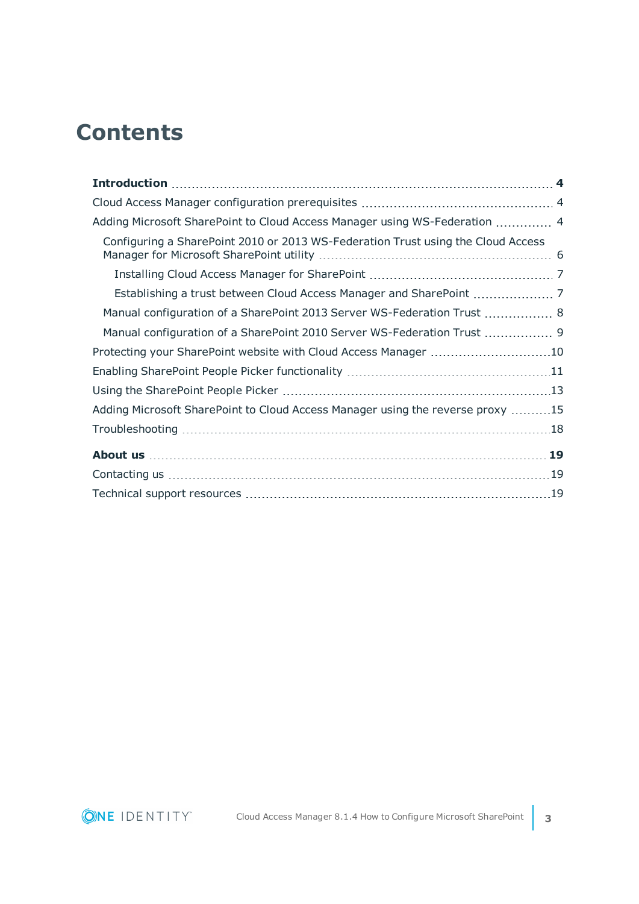# Contents

**Introduction** 4

Cloud Access Manager configuration prerequisites 4

Adding Microsoft SharePoint to Cloud Access Manager using WS-Federation 4

- Configuring a SharePoint 2010 or 2013 WS-Federation Trust using the Cloud Access Manager for Microsoft SharePoint utility 6
  - Installing Cloud Access Manager for SharePoint 7
  - Establishing a trust between Cloud Access Manager and SharePoint 7
- Manual configuration of a SharePoint 2013 Server WS-Federation Trust 8
- Manual configuration of a SharePoint 2010 Server WS-Federation Trust 9

Protecting your SharePoint website with Cloud Access Manager 10

Enabling SharePoint People Picker functionality 11

Using the SharePoint People Picker 13

Adding Microsoft SharePoint to Cloud Access Manager using the reverse proxy 15

Troubleshooting 18

**About us** 19

Contacting us 19

Technical support resources 19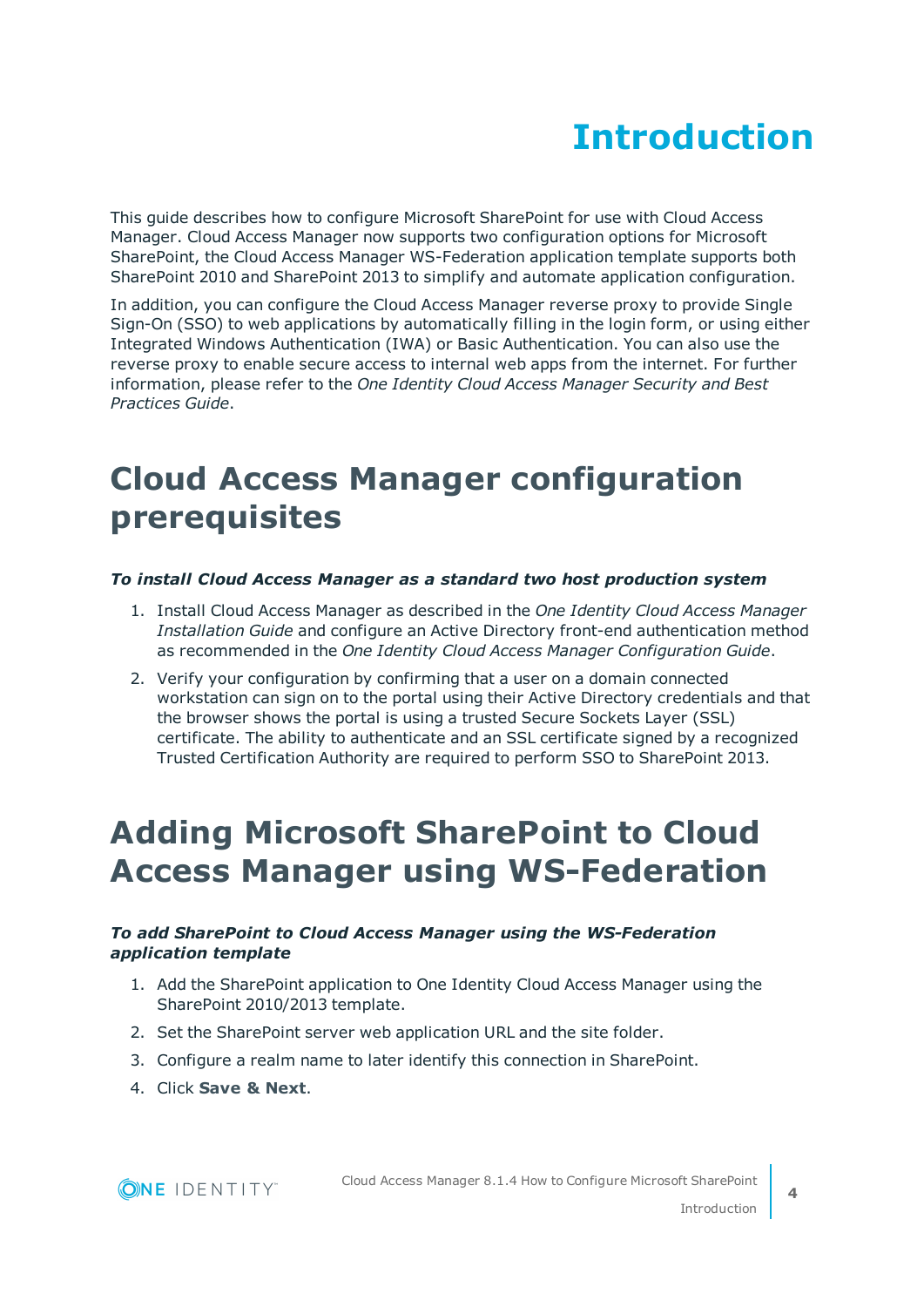# Introduction

This guide describes how to configure Microsoft SharePoint for use with Cloud Access Manager. Cloud Access Manager now supports two configuration options for Microsoft SharePoint, the Cloud Access Manager WS-Federation application template supports both SharePoint 2010 and SharePoint 2013 to simplify and automate application configuration.

In addition, you can configure the Cloud Access Manager reverse proxy to provide Single Sign-On (SSO) to web applications by automatically filling in the login form, or using either Integrated Windows Authentication (IWA) or Basic Authentication. You can also use the reverse proxy to enable secure access to internal web apps from the internet. For further information, please refer to the *One Identity Cloud Access Manager Security and Best Practices Guide*.

## Cloud Access Manager configuration prerequisites

***To install Cloud Access Manager as a standard two host production system***

1. Install Cloud Access Manager as described in the *One Identity Cloud Access Manager Installation Guide* and configure an Active Directory front-end authentication method as recommended in the *One Identity Cloud Access Manager Configuration Guide*.
2. Verify your configuration by confirming that a user on a domain connected workstation can sign on to the portal using their Active Directory credentials and that the browser shows the portal is using a trusted Secure Sockets Layer (SSL) certificate. The ability to authenticate and an SSL certificate signed by a recognized Trusted Certification Authority are required to perform SSO to SharePoint 2013.

## Adding Microsoft SharePoint to Cloud Access Manager using WS-Federation

***To add SharePoint to Cloud Access Manager using the WS-Federation application template***

1. Add the SharePoint application to One Identity Cloud Access Manager using the SharePoint 2010/2013 template.
2. Set the SharePoint server web application URL and the site folder.
3. Configure a realm name to later identify this connection in SharePoint.
4. Click **Save & Next**.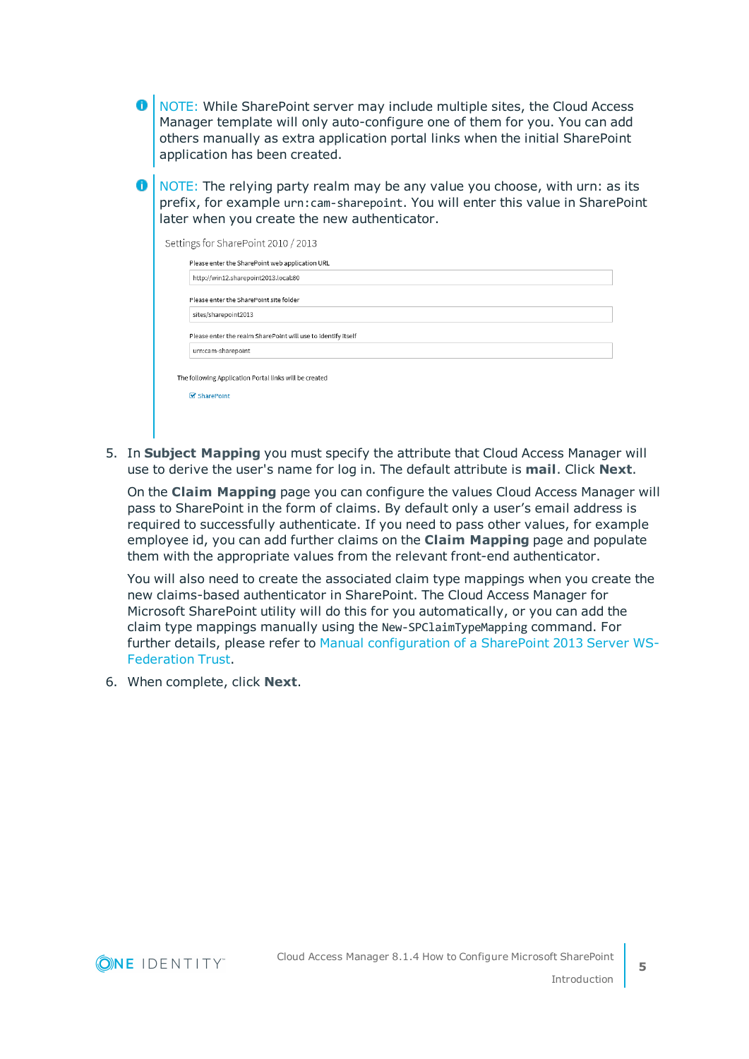NOTE: While SharePoint server may include multiple sites, the Cloud Access Manager template will only auto-configure one of them for you. You can add others manually as extra application portal links when the initial SharePoint application has been created.

NOTE: The relying party realm may be any value you choose, with urn: as its prefix, for example `urn:cam-sharepoint`. You will enter this value in SharePoint later when you create the new authenticator.

Settings for SharePoint 2010 / 2013

Please enter the SharePoint web application URL

http://win12.sharepoint2013.local:80

Please enter the SharePoint site folder

sites/sharepoint2013

Please enter the realm SharePoint will use to identify itself

urn:cam-sharepoint

The following Application Portal links will be created

☑ SharePoint

5. In **Subject Mapping** you must specify the attribute that Cloud Access Manager will use to derive the user's name for log in. The default attribute is **mail**. Click **Next**.

   On the **Claim Mapping** page you can configure the values Cloud Access Manager will pass to SharePoint in the form of claims. By default only a user's email address is required to successfully authenticate. If you need to pass other values, for example employee id, you can add further claims on the **Claim Mapping** page and populate them with the appropriate values from the relevant front-end authenticator.

   You will also need to create the associated claim type mappings when you create the new claims-based authenticator in SharePoint. The Cloud Access Manager for Microsoft SharePoint utility will do this for you automatically, or you can add the claim type mappings manually using the `New-SPClaimTypeMapping` command. For further details, please refer to Manual configuration of a SharePoint 2013 Server WS-Federation Trust.

6. When complete, click **Next**.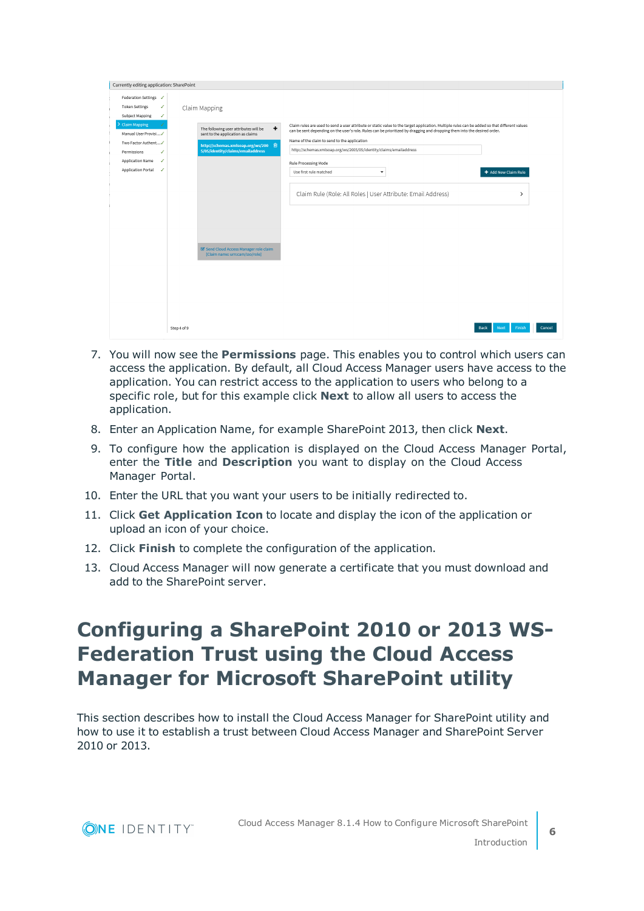7. You will now see the **Permissions** page. This enables you to control which users can access the application. By default, all Cloud Access Manager users have access to the application. You can restrict access to the application to users who belong to a specific role, but for this example click **Next** to allow all users to access the application.
8. Enter an Application Name, for example SharePoint 2013, then click **Next**.
9. To configure how the application is displayed on the Cloud Access Manager Portal, enter the **Title** and **Description** you want to display on the Cloud Access Manager Portal.
10. Enter the URL that you want your users to be initially redirected to.
11. Click **Get Application Icon** to locate and display the icon of the application or upload an icon of your choice.
12. Click **Finish** to complete the configuration of the application.
13. Cloud Access Manager will now generate a certificate that you must download and add to the SharePoint server.

# Configuring a SharePoint 2010 or 2013 WS-Federation Trust using the Cloud Access Manager for Microsoft SharePoint utility

This section describes how to install the Cloud Access Manager for SharePoint utility and how to use it to establish a trust between Cloud Access Manager and SharePoint Server 2010 or 2013.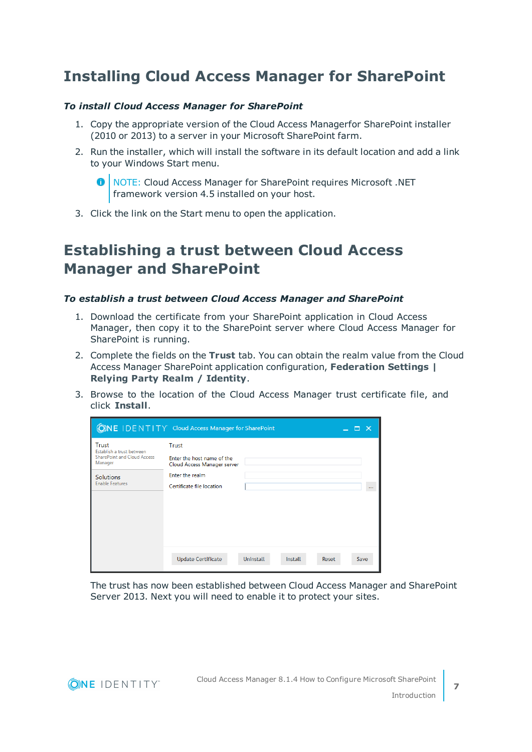# Installing Cloud Access Manager for SharePoint

***To install Cloud Access Manager for SharePoint***

1. Copy the appropriate version of the Cloud Access Managerfor SharePoint installer (2010 or 2013) to a server in your Microsoft SharePoint farm.
2. Run the installer, which will install the software in its default location and add a link to your Windows Start menu.

   NOTE: Cloud Access Manager for SharePoint requires Microsoft .NET framework version 4.5 installed on your host.

3. Click the link on the Start menu to open the application.

# Establishing a trust between Cloud Access Manager and SharePoint

***To establish a trust between Cloud Access Manager and SharePoint***

1. Download the certificate from your SharePoint application in Cloud Access Manager, then copy it to the SharePoint server where Cloud Access Manager for SharePoint is running.
2. Complete the fields on the **Trust** tab. You can obtain the realm value from the Cloud Access Manager SharePoint application configuration, **Federation Settings | Relying Party Realm / Identity**.
3. Browse to the location of the Cloud Access Manager trust certificate file, and click **Install**.

The trust has now been established between Cloud Access Manager and SharePoint Server 2013. Next you will need to enable it to protect your sites.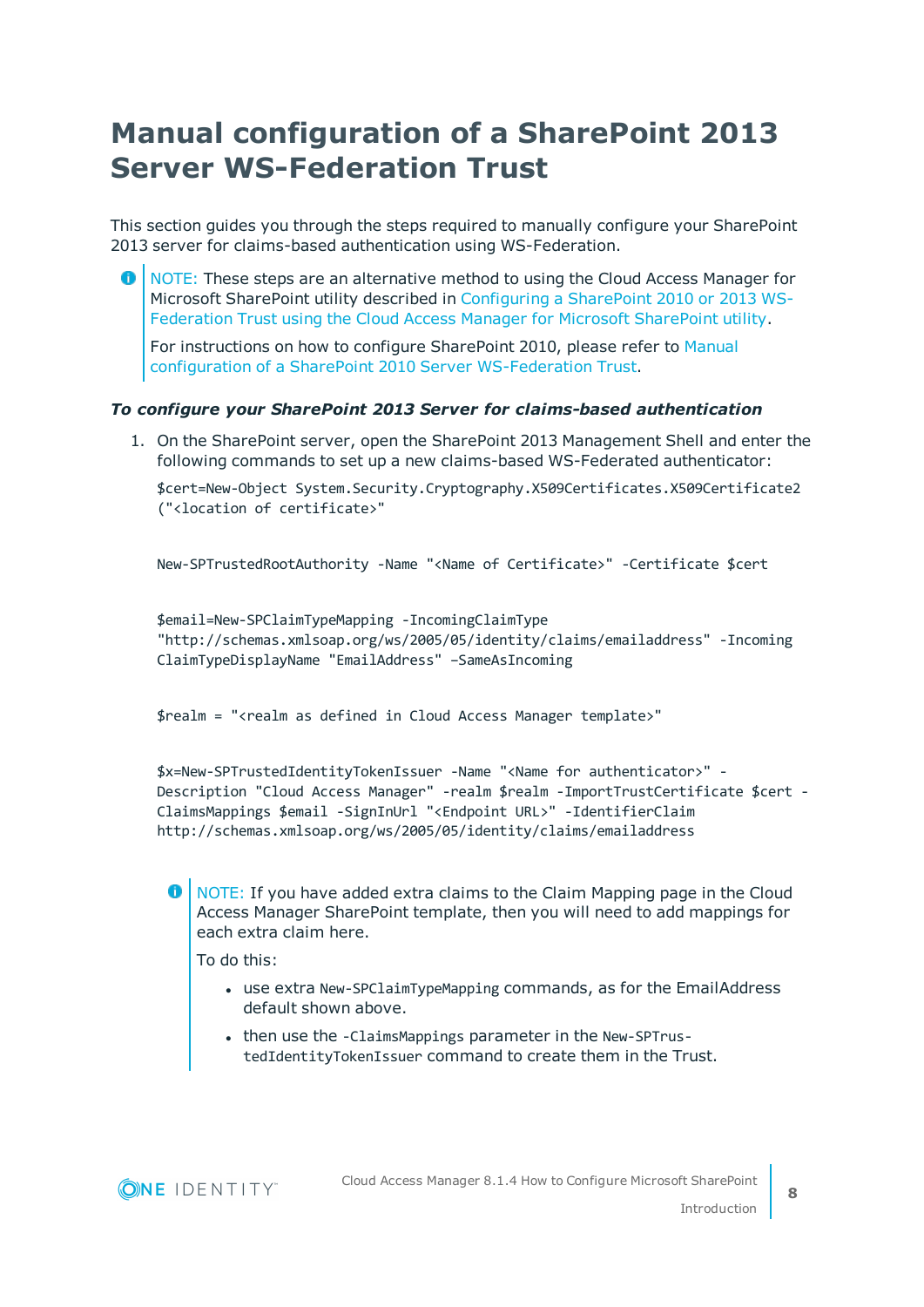# Manual configuration of a SharePoint 2013 Server WS-Federation Trust

This section guides you through the steps required to manually configure your SharePoint 2013 server for claims-based authentication using WS-Federation.

> NOTE: These steps are an alternative method to using the Cloud Access Manager for Microsoft SharePoint utility described in Configuring a SharePoint 2010 or 2013 WS-Federation Trust using the Cloud Access Manager for Microsoft SharePoint utility.
>
> For instructions on how to configure SharePoint 2010, please refer to Manual configuration of a SharePoint 2010 Server WS-Federation Trust.

***To configure your SharePoint 2013 Server for claims-based authentication***

1. On the SharePoint server, open the SharePoint 2013 Management Shell and enter the following commands to set up a new claims-based WS-Federated authenticator:

```
$cert=New-Object System.Security.Cryptography.X509Certificates.X509Certificate2
("<location of certificate>"


New-SPTrustedRootAuthority -Name "<Name of Certificate>" -Certificate $cert


$email=New-SPClaimTypeMapping -IncomingClaimType
"http://schemas.xmlsoap.org/ws/2005/05/identity/claims/emailaddress" -Incoming
ClaimTypeDisplayName "EmailAddress" –SameAsIncoming


$realm = "<realm as defined in Cloud Access Manager template>"


$x=New-SPTrustedIdentityTokenIssuer -Name "<Name for authenticator>" -
Description "Cloud Access Manager" -realm $realm -ImportTrustCertificate $cert -
ClaimsMappings $email -SignInUrl "<Endpoint URL>" -IdentifierClaim
http://schemas.xmlsoap.org/ws/2005/05/identity/claims/emailaddress
```

> NOTE: If you have added extra claims to the Claim Mapping page in the Cloud Access Manager SharePoint template, then you will need to add mappings for each extra claim here.
>
> To do this:
>
> - use extra `New-SPClaimTypeMapping` commands, as for the EmailAddress default shown above.
> - then use the `-ClaimsMappings` parameter in the `New-SPTrustedIdentityTokenIssuer` command to create them in the Trust.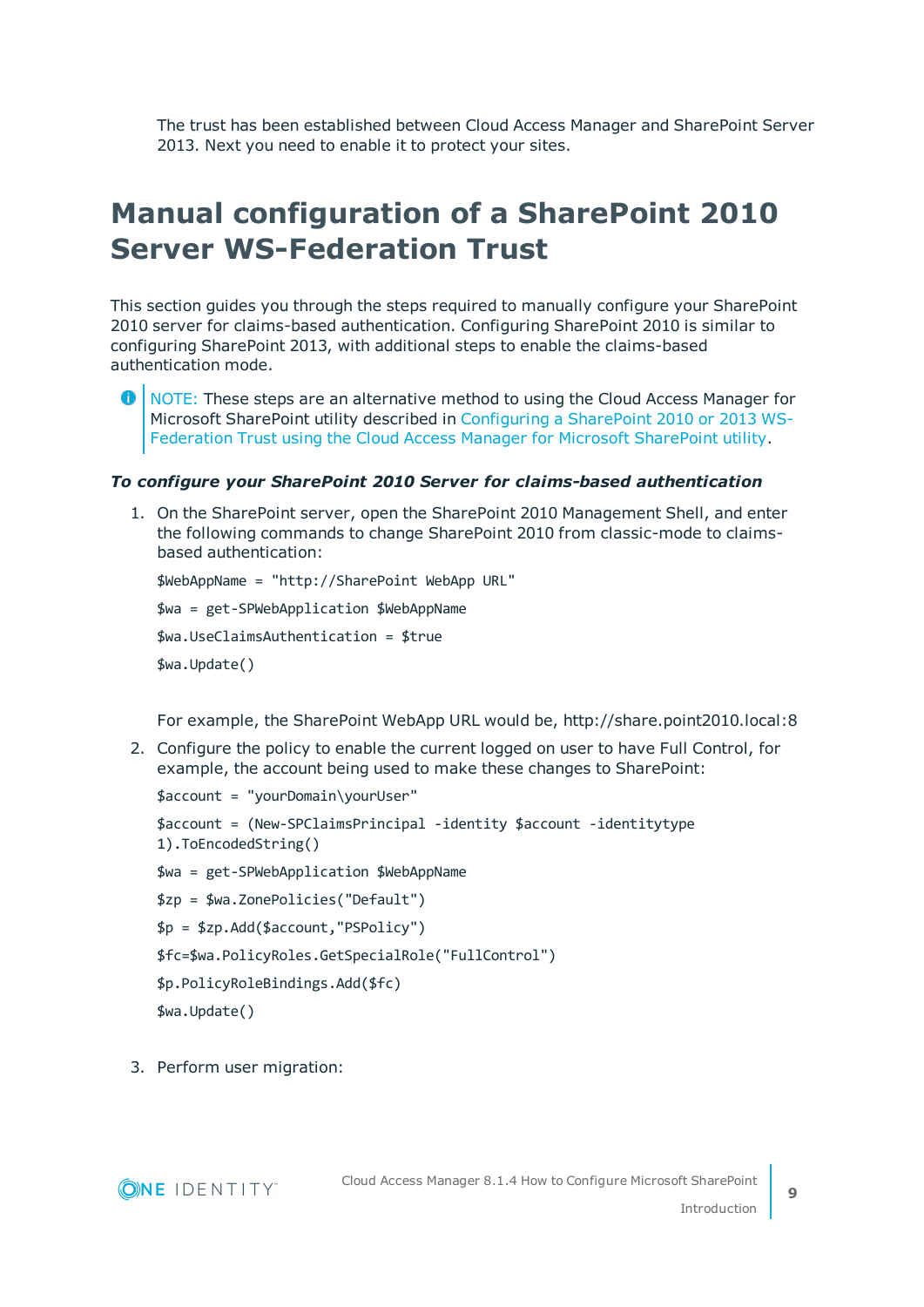The trust has been established between Cloud Access Manager and SharePoint Server 2013. Next you need to enable it to protect your sites.

## Manual configuration of a SharePoint 2010 Server WS-Federation Trust

This section guides you through the steps required to manually configure your SharePoint 2010 server for claims-based authentication. Configuring SharePoint 2010 is similar to configuring SharePoint 2013, with additional steps to enable the claims-based authentication mode.

> NOTE: These steps are an alternative method to using the Cloud Access Manager for Microsoft SharePoint utility described in Configuring a SharePoint 2010 or 2013 WS-Federation Trust using the Cloud Access Manager for Microsoft SharePoint utility.

***To configure your SharePoint 2010 Server for claims-based authentication***

1. On the SharePoint server, open the SharePoint 2010 Management Shell, and enter the following commands to change SharePoint 2010 from classic-mode to claims-based authentication:

   ```
   $WebAppName = "http://SharePoint WebApp URL"
   $wa = get-SPWebApplication $WebAppName
   $wa.UseClaimsAuthentication = $true
   $wa.Update()
   ```

   For example, the SharePoint WebApp URL would be, http://share.point2010.local:8

2. Configure the policy to enable the current logged on user to have Full Control, for example, the account being used to make these changes to SharePoint:

   ```
   $account = "yourDomain\yourUser"
   $account = (New-SPClaimsPrincipal -identity $account -identitytype 1).ToEncodedString()
   $wa = get-SPWebApplication $WebAppName
   $zp = $wa.ZonePolicies("Default")
   $p = $zp.Add($account,"PSPolicy")
   $fc=$wa.PolicyRoles.GetSpecialRole("FullControl")
   $p.PolicyRoleBindings.Add($fc)
   $wa.Update()
   ```

3. Perform user migration: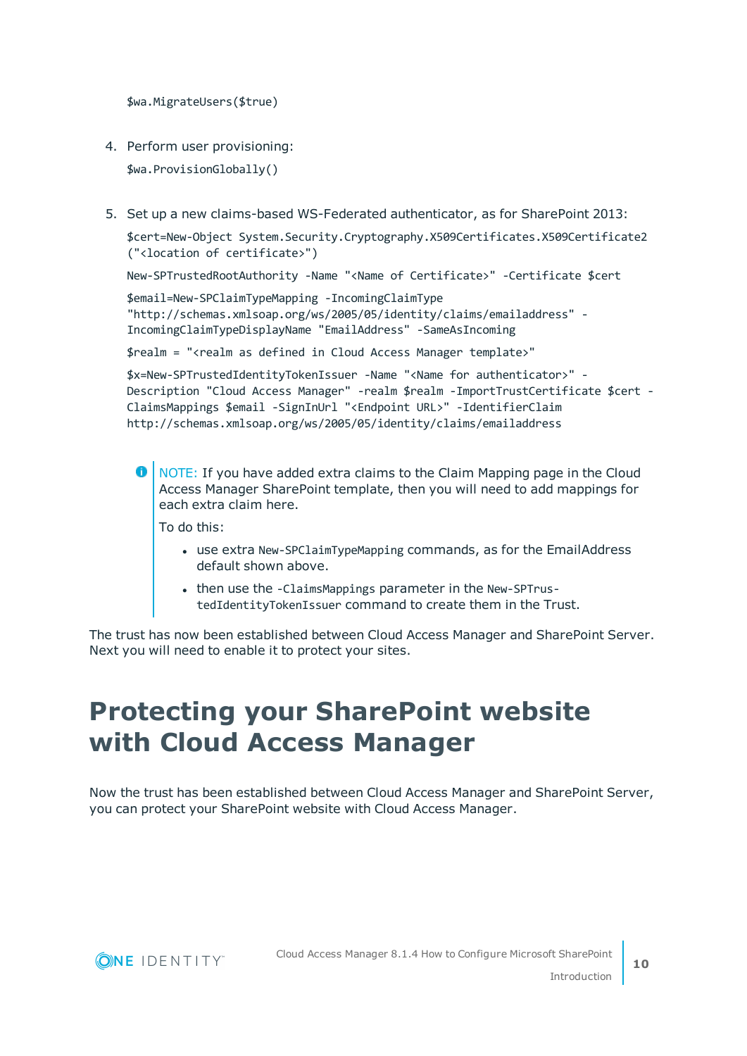```
$wa.MigrateUsers($true)
```

4. Perform user provisioning:

```
$wa.ProvisionGlobally()
```

5. Set up a new claims-based WS-Federated authenticator, as for SharePoint 2013:

```
$cert=New-Object System.Security.Cryptography.X509Certificates.X509Certificate2
("<location of certificate>")
```

```
New-SPTrustedRootAuthority -Name "<Name of Certificate>" -Certificate $cert
```

```
$email=New-SPClaimTypeMapping -IncomingClaimType
"http://schemas.xmlsoap.org/ws/2005/05/identity/claims/emailaddress" -
IncomingClaimTypeDisplayName "EmailAddress" -SameAsIncoming
```

```
$realm = "<realm as defined in Cloud Access Manager template>"
```

```
$x=New-SPTrustedIdentityTokenIssuer -Name "<Name for authenticator>" -
Description "Cloud Access Manager" -realm $realm -ImportTrustCertificate $cert -
ClaimsMappings $email -SignInUrl "<Endpoint URL>" -IdentifierClaim
http://schemas.xmlsoap.org/ws/2005/05/identity/claims/emailaddress
```

> NOTE: If you have added extra claims to the Claim Mapping page in the Cloud Access Manager SharePoint template, then you will need to add mappings for each extra claim here.
>
> To do this:
>
> - use extra `New-SPClaimTypeMapping` commands, as for the EmailAddress default shown above.
> - then use the `-ClaimsMappings` parameter in the `New-SPTrustedIdentityTokenIssuer` command to create them in the Trust.

The trust has now been established between Cloud Access Manager and SharePoint Server. Next you will need to enable it to protect your sites.

# Protecting your SharePoint website with Cloud Access Manager

Now the trust has been established between Cloud Access Manager and SharePoint Server, you can protect your SharePoint website with Cloud Access Manager.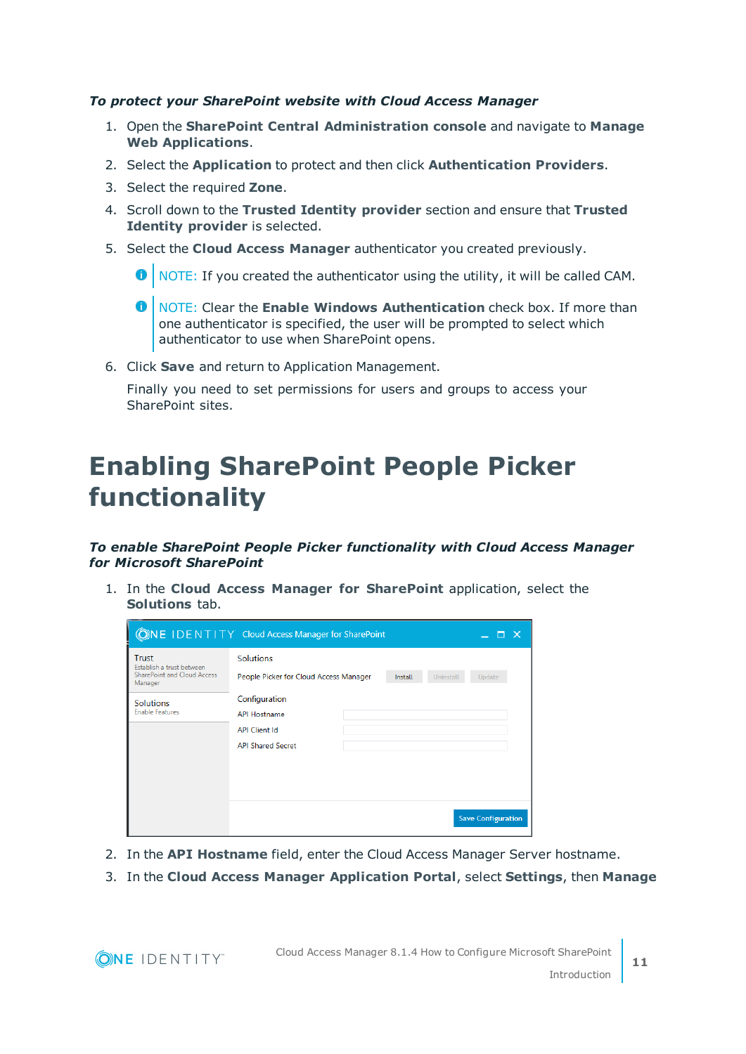***To protect your SharePoint website with Cloud Access Manager***

1. Open the **SharePoint Central Administration console** and navigate to **Manage Web Applications**.
2. Select the **Application** to protect and then click **Authentication Providers**.
3. Select the required **Zone**.
4. Scroll down to the **Trusted Identity provider** section and ensure that **Trusted Identity provider** is selected.
5. Select the **Cloud Access Manager** authenticator you created previously.

   NOTE: If you created the authenticator using the utility, it will be called CAM.

   NOTE: Clear the **Enable Windows Authentication** check box. If more than one authenticator is specified, the user will be prompted to select which authenticator to use when SharePoint opens.

6. Click **Save** and return to Application Management.

   Finally you need to set permissions for users and groups to access your SharePoint sites.

# Enabling SharePoint People Picker functionality

***To enable SharePoint People Picker functionality with Cloud Access Manager for Microsoft SharePoint***

1. In the **Cloud Access Manager for SharePoint** application, select the **Solutions** tab.
2. In the **API Hostname** field, enter the Cloud Access Manager Server hostname.
3. In the **Cloud Access Manager Application Portal**, select **Settings**, then **Manage**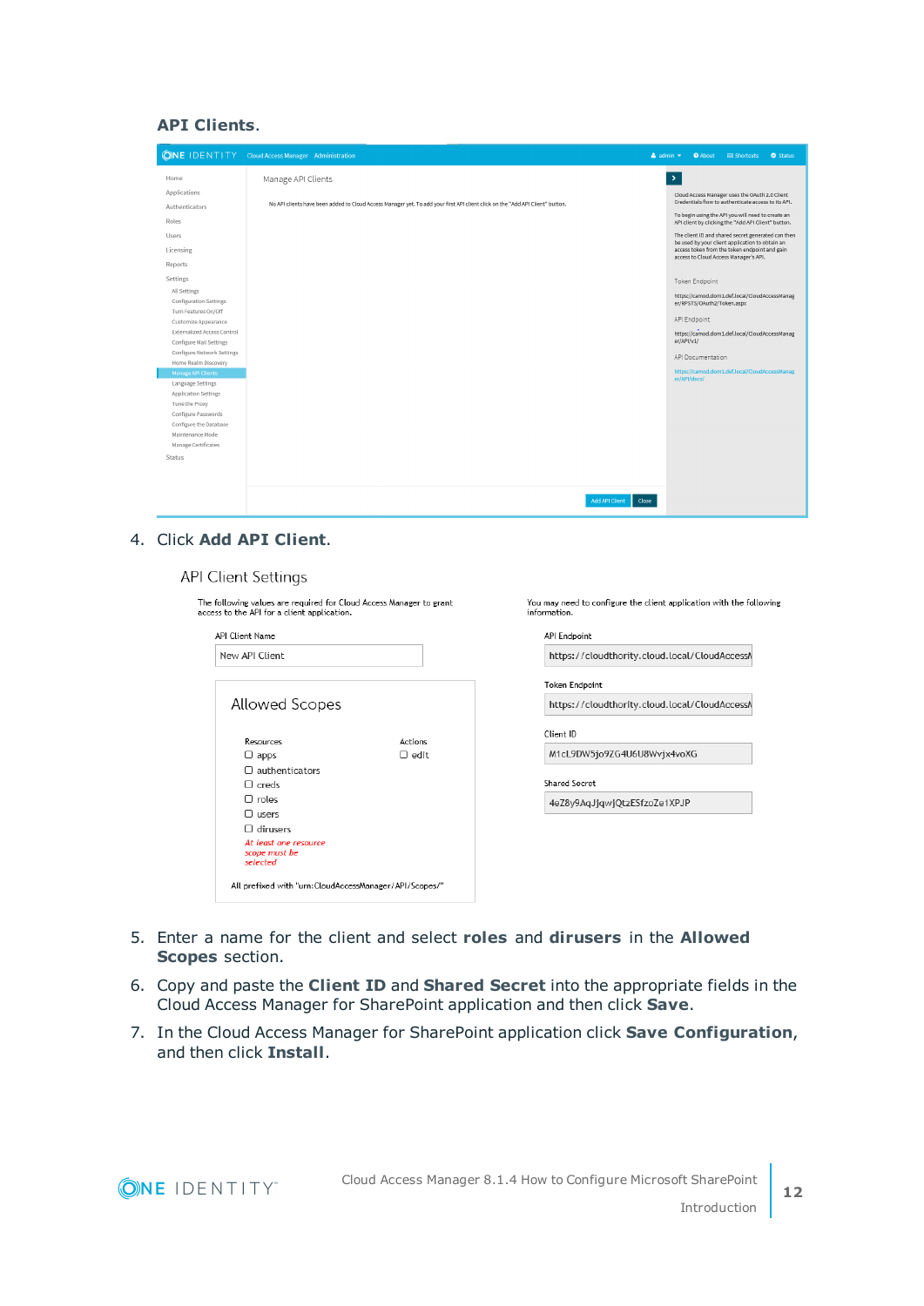**API Clients**.

4. Click **Add API Client**.

5. Enter a name for the client and select **roles** and **dirusers** in the **Allowed Scopes** section.

6. Copy and paste the **Client ID** and **Shared Secret** into the appropriate fields in the Cloud Access Manager for SharePoint application and then click **Save**.

7. In the Cloud Access Manager for SharePoint application click **Save Configuration**, and then click **Install**.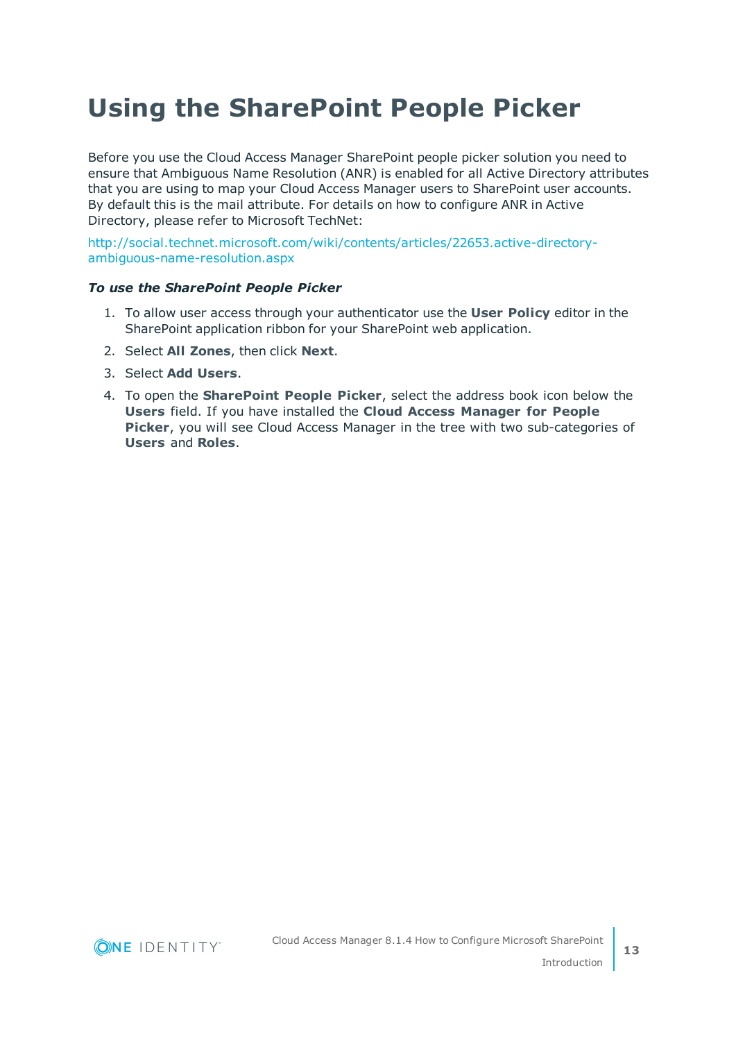# Using the SharePoint People Picker

Before you use the Cloud Access Manager SharePoint people picker solution you need to ensure that Ambiguous Name Resolution (ANR) is enabled for all Active Directory attributes that you are using to map your Cloud Access Manager users to SharePoint user accounts. By default this is the mail attribute. For details on how to configure ANR in Active Directory, please refer to Microsoft TechNet:

http://social.technet.microsoft.com/wiki/contents/articles/22653.active-directory-ambiguous-name-resolution.aspx

***To use the SharePoint People Picker***

1. To allow user access through your authenticator use the **User Policy** editor in the SharePoint application ribbon for your SharePoint web application.
2. Select **All Zones**, then click **Next**.
3. Select **Add Users**.
4. To open the **SharePoint People Picker**, select the address book icon below the **Users** field. If you have installed the **Cloud Access Manager for People Picker**, you will see Cloud Access Manager in the tree with two sub-categories of **Users** and **Roles**.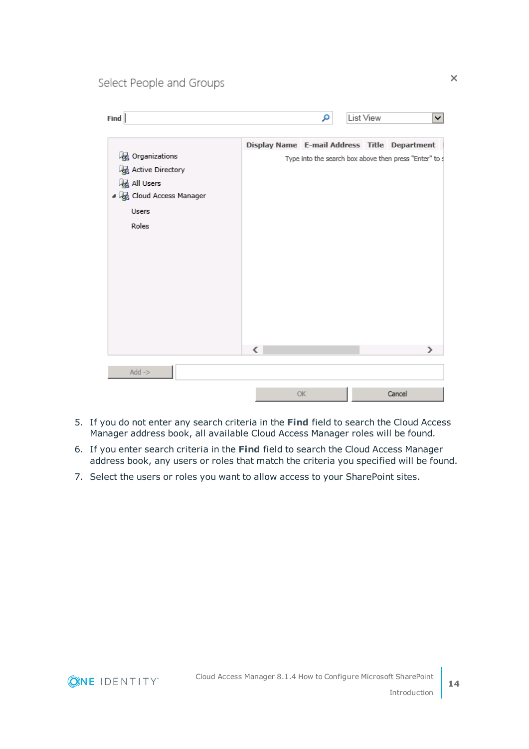5. If you do not enter any search criteria in the **Find** field to search the Cloud Access Manager address book, all available Cloud Access Manager roles will be found.
6. If you enter search criteria in the **Find** field to search the Cloud Access Manager address book, any users or roles that match the criteria you specified will be found.
7. Select the users or roles you want to allow access to your SharePoint sites.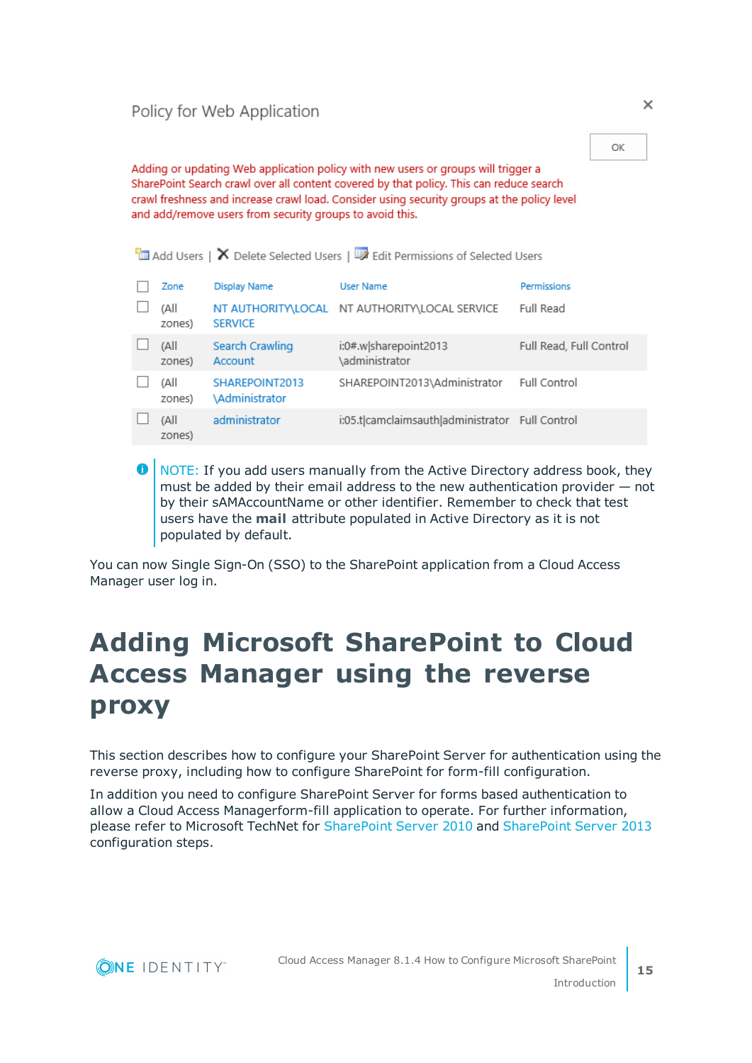Policy for Web Application

OK

Adding or updating Web application policy with new users or groups will trigger a SharePoint Search crawl over all content covered by that policy. This can reduce search crawl freshness and increase crawl load. Consider using security groups at the policy level and add/remove users from security groups to avoid this.

Add Users | Delete Selected Users | Edit Permissions of Selected Users

| Zone | Display Name | User Name | Permissions |
|---|---|---|---|
| (All zones) | NT AUTHORITY\LOCAL SERVICE | NT AUTHORITY\LOCAL SERVICE | Full Read |
| (All zones) | Search Crawling Account | i:0#.w\|sharepoint2013\administrator | Full Read, Full Control |
| (All zones) | SHAREPOINT2013\Administrator | SHAREPOINT2013\Administrator | Full Control |
| (All zones) | administrator | i:05.t\|camclaimsauth\|administrator | Full Control |

> NOTE: If you add users manually from the Active Directory address book, they must be added by their email address to the new authentication provider — not by their sAMAccountName or other identifier. Remember to check that test users have the **mail** attribute populated in Active Directory as it is not populated by default.

You can now Single Sign-On (SSO) to the SharePoint application from a Cloud Access Manager user log in.

# Adding Microsoft SharePoint to Cloud Access Manager using the reverse proxy

This section describes how to configure your SharePoint Server for authentication using the reverse proxy, including how to configure SharePoint for form-fill configuration.

In addition you need to configure SharePoint Server for forms based authentication to allow a Cloud Access Managerform-fill application to operate. For further information, please refer to Microsoft TechNet for SharePoint Server 2010 and SharePoint Server 2013 configuration steps.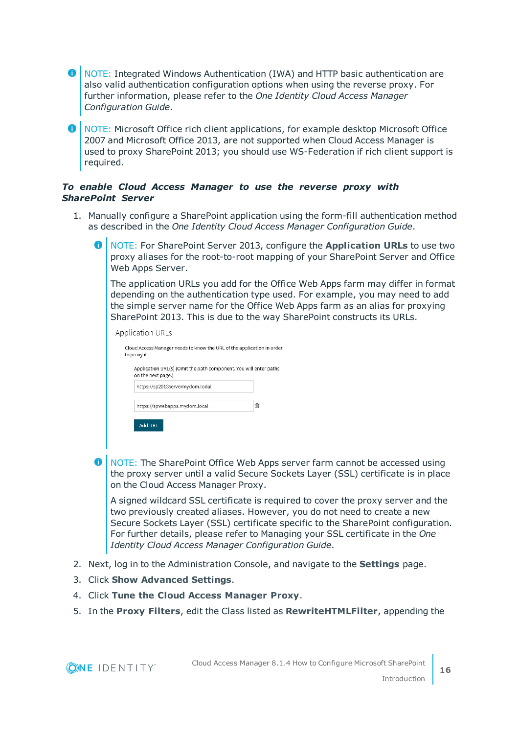NOTE: Integrated Windows Authentication (IWA) and HTTP basic authentication are also valid authentication configuration options when using the reverse proxy. For further information, please refer to the *One Identity Cloud Access Manager Configuration Guide*.

NOTE: Microsoft Office rich client applications, for example desktop Microsoft Office 2007 and Microsoft Office 2013, are not supported when Cloud Access Manager is used to proxy SharePoint 2013; you should use WS-Federation if rich client support is required.

***To enable Cloud Access Manager to use the reverse proxy with SharePoint Server***

1. Manually configure a SharePoint application using the form-fill authentication method as described in the *One Identity Cloud Access Manager Configuration Guide*.

   NOTE: For SharePoint Server 2013, configure the **Application URLs** to use two proxy aliases for the root-to-root mapping of your SharePoint Server and Office Web Apps Server.

   The application URLs you add for the Office Web Apps farm may differ in format depending on the authentication type used. For example, you may need to add the simple server name for the Office Web Apps farm as an alias for proxying SharePoint 2013. This is due to the way SharePoint constructs its URLs.

   Application URLs

   Cloud Access Manager needs to know the URL of the application in order to proxy it.

   Application URL(s) (Omit the path component. You will enter paths on the next page.)

   https://sp2013servermydom.local

   https://spwebapps.mydom.local

   Add URL

   NOTE: The SharePoint Office Web Apps server farm cannot be accessed using the proxy server until a valid Secure Sockets Layer (SSL) certificate is in place on the Cloud Access Manager Proxy.

   A signed wildcard SSL certificate is required to cover the proxy server and the two previously created aliases. However, you do not need to create a new Secure Sockets Layer (SSL) certificate specific to the SharePoint configuration. For further details, please refer to Managing your SSL certificate in the *One Identity Cloud Access Manager Configuration Guide*.

2. Next, log in to the Administration Console, and navigate to the **Settings** page.
3. Click **Show Advanced Settings**.
4. Click **Tune the Cloud Access Manager Proxy**.
5. In the **Proxy Filters**, edit the Class listed as **RewriteHTMLFilter**, appending the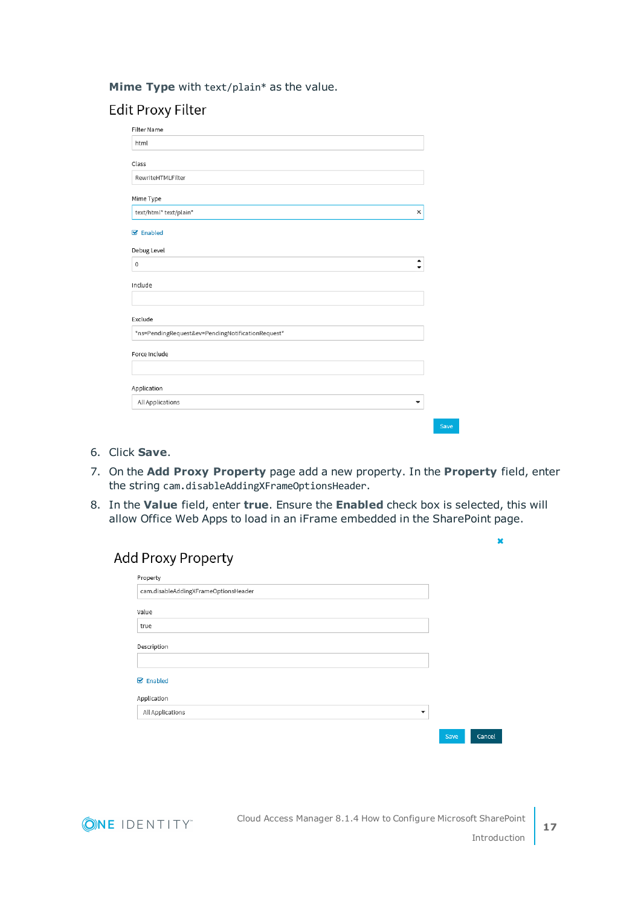**Mime Type** with `text/plain*` as the value.

Edit Proxy Filter

Filter Name

html

Class

RewriteHTMLFilter

Mime Type

text/html* text/plain*

Enabled

Debug Level

0

Include

Exclude

*ns=PendingRequest&ev=PendingNotificationRequest*

Force Include

Application

All Applications

Save

6. Click **Save**.
7. On the **Add Proxy Property** page add a new property. In the **Property** field, enter the string `cam.disableAddingXFrameOptionsHeader`.
8. In the **Value** field, enter **true**. Ensure the **Enabled** check box is selected, this will allow Office Web Apps to load in an iFrame embedded in the SharePoint page.

Add Proxy Property

Property

cam.disableAddingXFrameOptionsHeader

Value

true

Description

Enabled

Application

All Applications

Save Cancel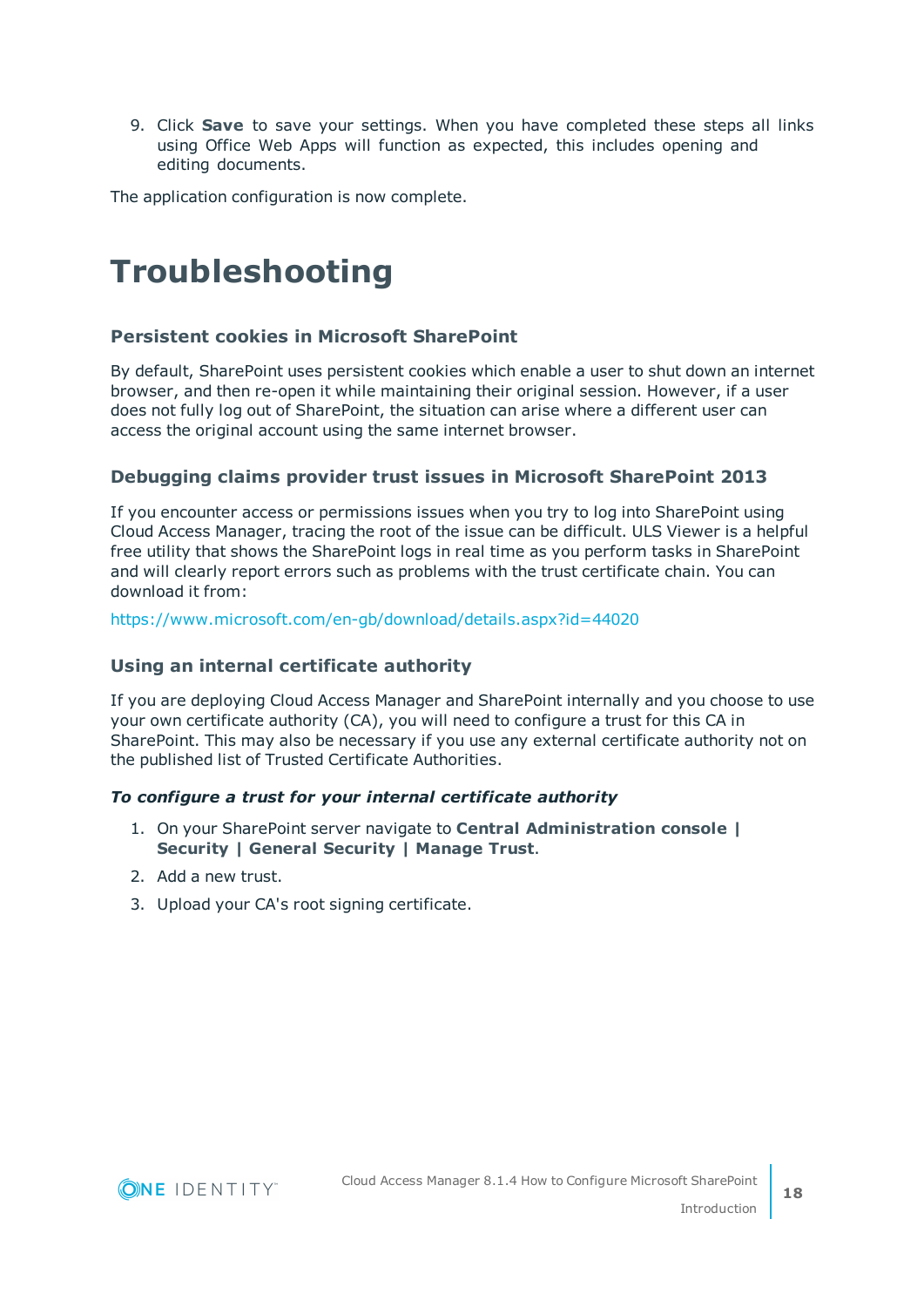9. Click **Save** to save your settings. When you have completed these steps all links using Office Web Apps will function as expected, this includes opening and editing documents.

The application configuration is now complete.

# Troubleshooting

### Persistent cookies in Microsoft SharePoint

By default, SharePoint uses persistent cookies which enable a user to shut down an internet browser, and then re-open it while maintaining their original session. However, if a user does not fully log out of SharePoint, the situation can arise where a different user can access the original account using the same internet browser.

### Debugging claims provider trust issues in Microsoft SharePoint 2013

If you encounter access or permissions issues when you try to log into SharePoint using Cloud Access Manager, tracing the root of the issue can be difficult. ULS Viewer is a helpful free utility that shows the SharePoint logs in real time as you perform tasks in SharePoint and will clearly report errors such as problems with the trust certificate chain. You can download it from:

https://www.microsoft.com/en-gb/download/details.aspx?id=44020

### Using an internal certificate authority

If you are deploying Cloud Access Manager and SharePoint internally and you choose to use your own certificate authority (CA), you will need to configure a trust for this CA in SharePoint. This may also be necessary if you use any external certificate authority not on the published list of Trusted Certificate Authorities.

***To configure a trust for your internal certificate authority***

1. On your SharePoint server navigate to **Central Administration console | Security | General Security | Manage Trust**.
2. Add a new trust.
3. Upload your CA's root signing certificate.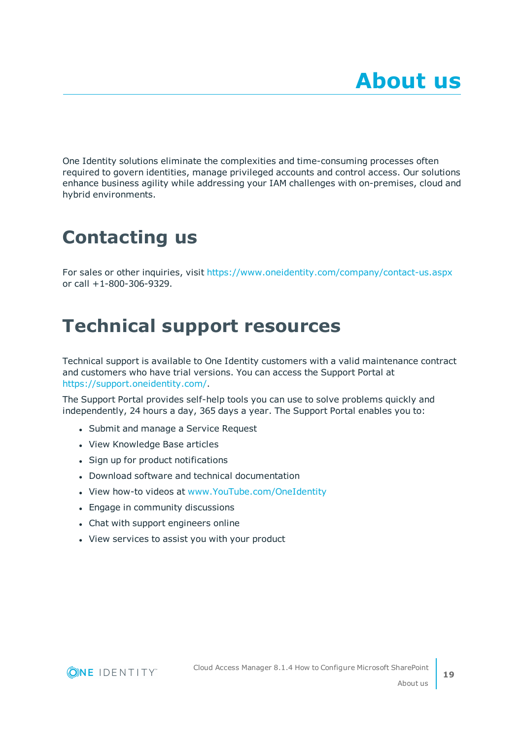# About us

One Identity solutions eliminate the complexities and time-consuming processes often required to govern identities, manage privileged accounts and control access. Our solutions enhance business agility while addressing your IAM challenges with on-premises, cloud and hybrid environments.

## Contacting us

For sales or other inquiries, visit https://www.oneidentity.com/company/contact-us.aspx or call +1-800-306-9329.

## Technical support resources

Technical support is available to One Identity customers with a valid maintenance contract and customers who have trial versions. You can access the Support Portal at https://support.oneidentity.com/.

The Support Portal provides self-help tools you can use to solve problems quickly and independently, 24 hours a day, 365 days a year. The Support Portal enables you to:

- Submit and manage a Service Request
- View Knowledge Base articles
- Sign up for product notifications
- Download software and technical documentation
- View how-to videos at www.YouTube.com/OneIdentity
- Engage in community discussions
- Chat with support engineers online
- View services to assist you with your product